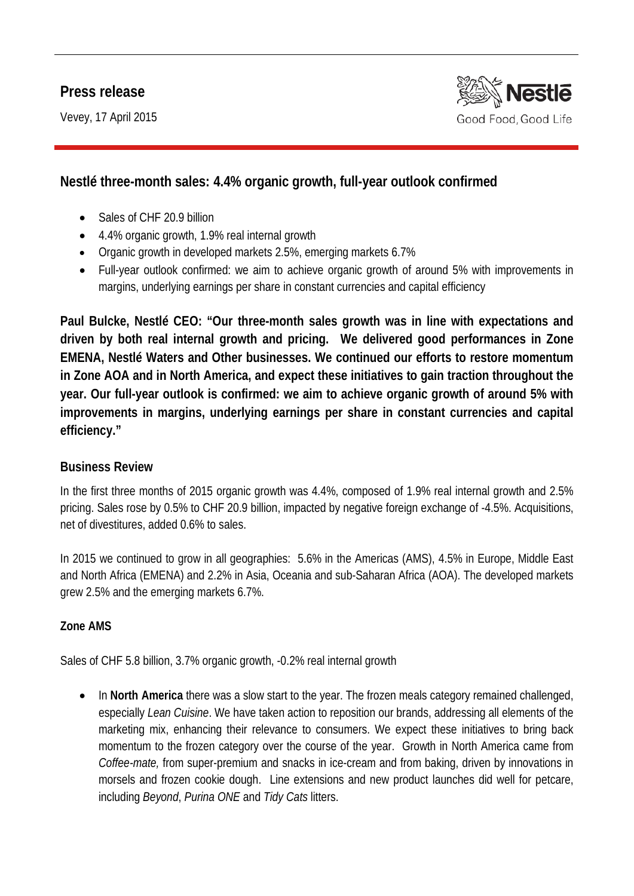**Press release**

Vevey, 17 April 2015

Nestlé
Good Food, Good Life

## Nestlé three-month sales: 4.4% organic growth, full-year outlook confirmed

- Sales of CHF 20.9 billion
- 4.4% organic growth, 1.9% real internal growth
- Organic growth in developed markets 2.5%, emerging markets 6.7%
- Full-year outlook confirmed: we aim to achieve organic growth of around 5% with improvements in margins, underlying earnings per share in constant currencies and capital efficiency

**Paul Bulcke, Nestlé CEO: "Our three-month sales growth was in line with expectations and driven by both real internal growth and pricing. We delivered good performances in Zone EMENA, Nestlé Waters and Other businesses. We continued our efforts to restore momentum in Zone AOA and in North America, and expect these initiatives to gain traction throughout the year. Our full-year outlook is confirmed: we aim to achieve organic growth of around 5% with improvements in margins, underlying earnings per share in constant currencies and capital efficiency."**

### Business Review

In the first three months of 2015 organic growth was 4.4%, composed of 1.9% real internal growth and 2.5% pricing. Sales rose by 0.5% to CHF 20.9 billion, impacted by negative foreign exchange of -4.5%. Acquisitions, net of divestitures, added 0.6% to sales.

In 2015 we continued to grow in all geographies: 5.6% in the Americas (AMS), 4.5% in Europe, Middle East and North Africa (EMENA) and 2.2% in Asia, Oceania and sub-Saharan Africa (AOA). The developed markets grew 2.5% and the emerging markets 6.7%.

### Zone AMS

Sales of CHF 5.8 billion, 3.7% organic growth, -0.2% real internal growth

- In **North America** there was a slow start to the year. The frozen meals category remained challenged, especially *Lean Cuisine*. We have taken action to reposition our brands, addressing all elements of the marketing mix, enhancing their relevance to consumers. We expect these initiatives to bring back momentum to the frozen category over the course of the year. Growth in North America came from *Coffee-mate,* from super-premium and snacks in ice-cream and from baking, driven by innovations in morsels and frozen cookie dough. Line extensions and new product launches did well for petcare, including *Beyond*, *Purina ONE* and *Tidy Cats* litters.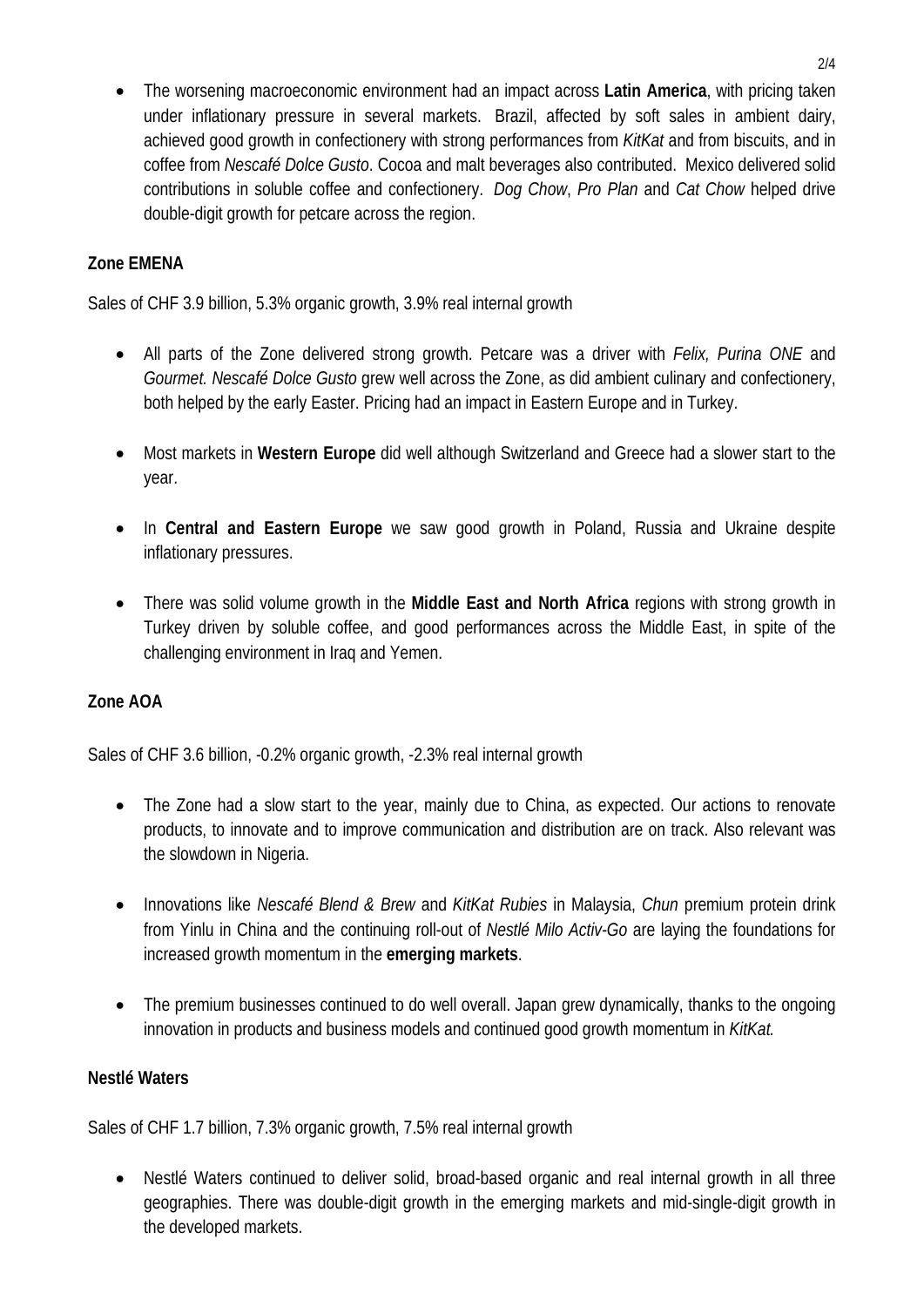- The worsening macroeconomic environment had an impact across **Latin America**, with pricing taken under inflationary pressure in several markets. Brazil, affected by soft sales in ambient dairy, achieved good growth in confectionery with strong performances from *KitKat* and from biscuits, and in coffee from *Nescafé Dolce Gusto*. Cocoa and malt beverages also contributed. Mexico delivered solid contributions in soluble coffee and confectionery. *Dog Chow*, *Pro Plan* and *Cat Chow* helped drive double-digit growth for petcare across the region.

**Zone EMENA**

Sales of CHF 3.9 billion, 5.3% organic growth, 3.9% real internal growth

- All parts of the Zone delivered strong growth. Petcare was a driver with *Felix, Purina ONE* and *Gourmet. Nescafé Dolce Gusto* grew well across the Zone, as did ambient culinary and confectionery, both helped by the early Easter. Pricing had an impact in Eastern Europe and in Turkey.

- Most markets in **Western Europe** did well although Switzerland and Greece had a slower start to the year.

- In **Central and Eastern Europe** we saw good growth in Poland, Russia and Ukraine despite inflationary pressures.

- There was solid volume growth in the **Middle East and North Africa** regions with strong growth in Turkey driven by soluble coffee, and good performances across the Middle East, in spite of the challenging environment in Iraq and Yemen.

**Zone AOA**

Sales of CHF 3.6 billion, -0.2% organic growth, -2.3% real internal growth

- The Zone had a slow start to the year, mainly due to China, as expected. Our actions to renovate products, to innovate and to improve communication and distribution are on track. Also relevant was the slowdown in Nigeria.

- Innovations like *Nescafé Blend & Brew* and *KitKat Rubies* in Malaysia, *Chun* premium protein drink from Yinlu in China and the continuing roll-out of *Nestlé Milo Activ-Go* are laying the foundations for increased growth momentum in the **emerging markets**.

- The premium businesses continued to do well overall. Japan grew dynamically, thanks to the ongoing innovation in products and business models and continued good growth momentum in *KitKat.*

**Nestlé Waters**

Sales of CHF 1.7 billion, 7.3% organic growth, 7.5% real internal growth

- Nestlé Waters continued to deliver solid, broad-based organic and real internal growth in all three geographies. There was double-digit growth in the emerging markets and mid-single-digit growth in the developed markets.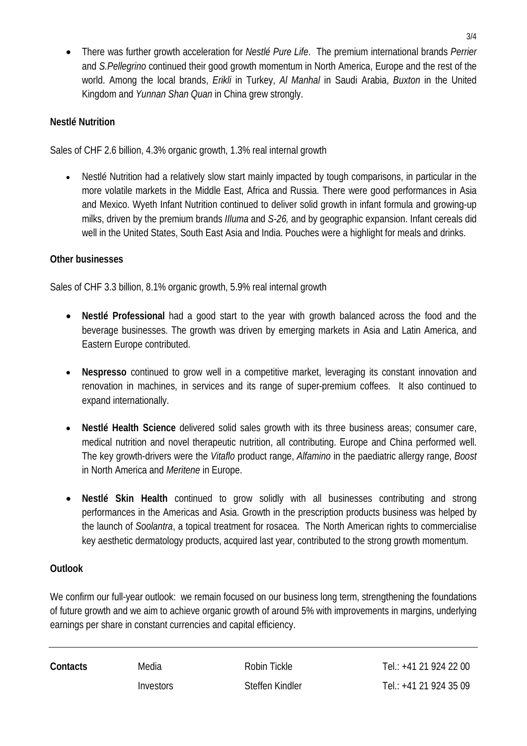- There was further growth acceleration for *Nestlé Pure Life*. The premium international brands *Perrier* and *S.Pellegrino* continued their good growth momentum in North America, Europe and the rest of the world. Among the local brands, *Erikli* in Turkey, *Al Manhal* in Saudi Arabia, *Buxton* in the United Kingdom and *Yunnan Shan Quan* in China grew strongly.

**Nestlé Nutrition**

Sales of CHF 2.6 billion, 4.3% organic growth, 1.3% real internal growth

- Nestlé Nutrition had a relatively slow start mainly impacted by tough comparisons, in particular in the more volatile markets in the Middle East, Africa and Russia. There were good performances in Asia and Mexico. Wyeth Infant Nutrition continued to deliver solid growth in infant formula and growing-up milks, driven by the premium brands *Illuma* and *S-26,* and by geographic expansion. Infant cereals did well in the United States, South East Asia and India. Pouches were a highlight for meals and drinks.

**Other businesses**

Sales of CHF 3.3 billion, 8.1% organic growth, 5.9% real internal growth

- **Nestlé Professional** had a good start to the year with growth balanced across the food and the beverage businesses. The growth was driven by emerging markets in Asia and Latin America, and Eastern Europe contributed.

- **Nespresso** continued to grow well in a competitive market, leveraging its constant innovation and renovation in machines, in services and its range of super-premium coffees. It also continued to expand internationally.

- **Nestlé Health Science** delivered solid sales growth with its three business areas; consumer care, medical nutrition and novel therapeutic nutrition, all contributing. Europe and China performed well. The key growth-drivers were the *Vitaflo* product range, *Alfamino* in the paediatric allergy range, *Boost* in North America and *Meritene* in Europe.

- **Nestlé Skin Health** continued to grow solidly with all businesses contributing and strong performances in the Americas and Asia. Growth in the prescription products business was helped by the launch of *Soolantra*, a topical treatment for rosacea. The North American rights to commercialise key aesthetic dermatology products, acquired last year, contributed to the strong growth momentum.

**Outlook**

We confirm our full-year outlook: we remain focused on our business long term, strengthening the foundations of future growth and we aim to achieve organic growth of around 5% with improvements in margins, underlying earnings per share in constant currencies and capital efficiency.

---

| **Contacts** | Media | Robin Tickle | Tel.: +41 21 924 22 00 |
|---|---|---|---|
| | Investors | Steffen Kindler | Tel.: +41 21 924 35 09 |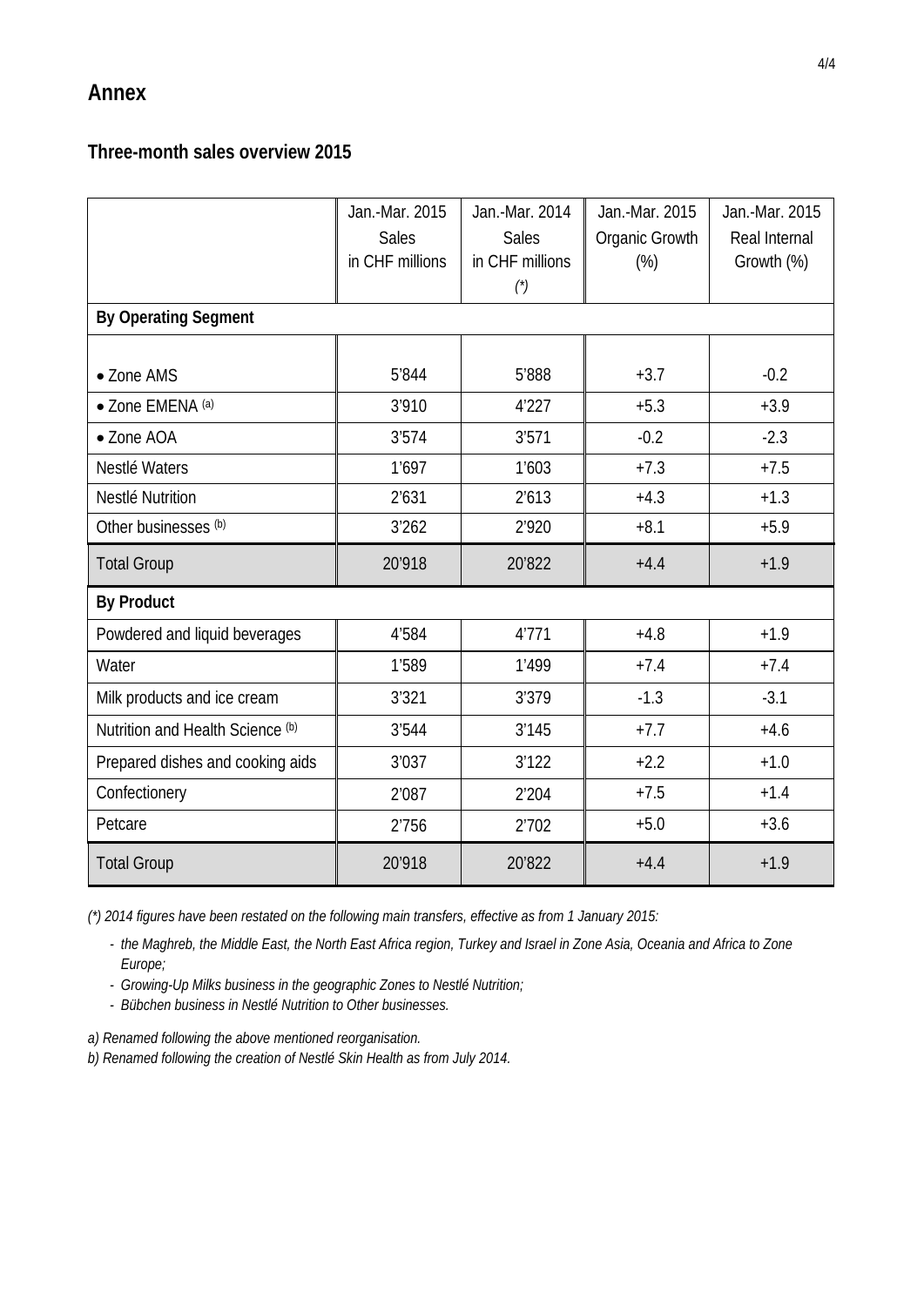## Annex

### Three-month sales overview 2015

| | Jan.-Mar. 2015 Sales in CHF millions | Jan.-Mar. 2014 Sales in CHF millions (*) | Jan.-Mar. 2015 Organic Growth (%) | Jan.-Mar. 2015 Real Internal Growth (%) |
|---|---|---|---|---|
| **By Operating Segment** | | | | |
| • Zone AMS | 5'844 | 5'888 | +3.7 | -0.2 |
| • Zone EMENA [(a)] | 3'910 | 4'227 | +5.3 | +3.9 |
| • Zone AOA | 3'574 | 3'571 | -0.2 | -2.3 |
| Nestlé Waters | 1'697 | 1'603 | +7.3 | +7.5 |
| Nestlé Nutrition | 2'631 | 2'613 | +4.3 | +1.3 |
| Other businesses [(b)] | 3'262 | 2'920 | +8.1 | +5.9 |
| Total Group | 20'918 | 20'822 | +4.4 | +1.9 |
| **By Product** | | | | |
| Powdered and liquid beverages | 4'584 | 4'771 | +4.8 | +1.9 |
| Water | 1'589 | 1'499 | +7.4 | +7.4 |
| Milk products and ice cream | 3'321 | 3'379 | -1.3 | -3.1 |
| Nutrition and Health Science [(b)] | 3'544 | 3'145 | +7.7 | +4.6 |
| Prepared dishes and cooking aids | 3'037 | 3'122 | +2.2 | +1.0 |
| Confectionery | 2'087 | 2'204 | +7.5 | +1.4 |
| Petcare | 2'756 | 2'702 | +5.0 | +3.6 |
| Total Group | 20'918 | 20'822 | +4.4 | +1.9 |

*(*) 2014 figures have been restated on the following main transfers, effective as from 1 January 2015:*

- *the Maghreb, the Middle East, the North East Africa region, Turkey and Israel in Zone Asia, Oceania and Africa to Zone Europe;*
- *Growing-Up Milks business in the geographic Zones to Nestlé Nutrition;*
- *Bübchen business in Nestlé Nutrition to Other businesses.*

*a) Renamed following the above mentioned reorganisation.*

*b) Renamed following the creation of Nestlé Skin Health as from July 2014.*